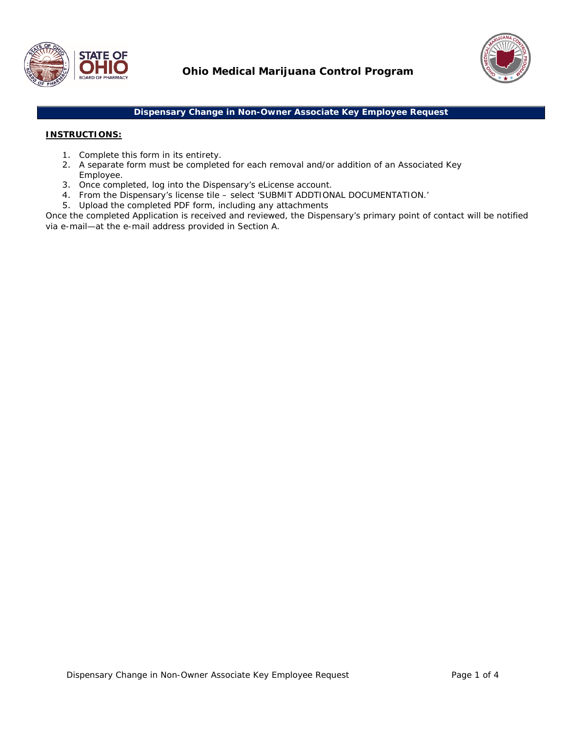# Ohio Medical Marijuana Control Program

## Dispensary Change in Non-Owner Associate Key Employee Request

**INSTRUCTIONS:**

1. Complete this form in its entirety.
2. A separate form must be completed for each removal and/or addition of an Associated Key Employee.
3. Once completed, log into the Dispensary's eLicense account.
4. From the Dispensary's license tile – select 'SUBMIT ADDTIONAL DOCUMENTATION.'
5. Upload the completed PDF form, including any attachments

Once the completed Application is received and reviewed, the Dispensary's primary point of contact will be notified via e-mail—at the e-mail address provided in Section A.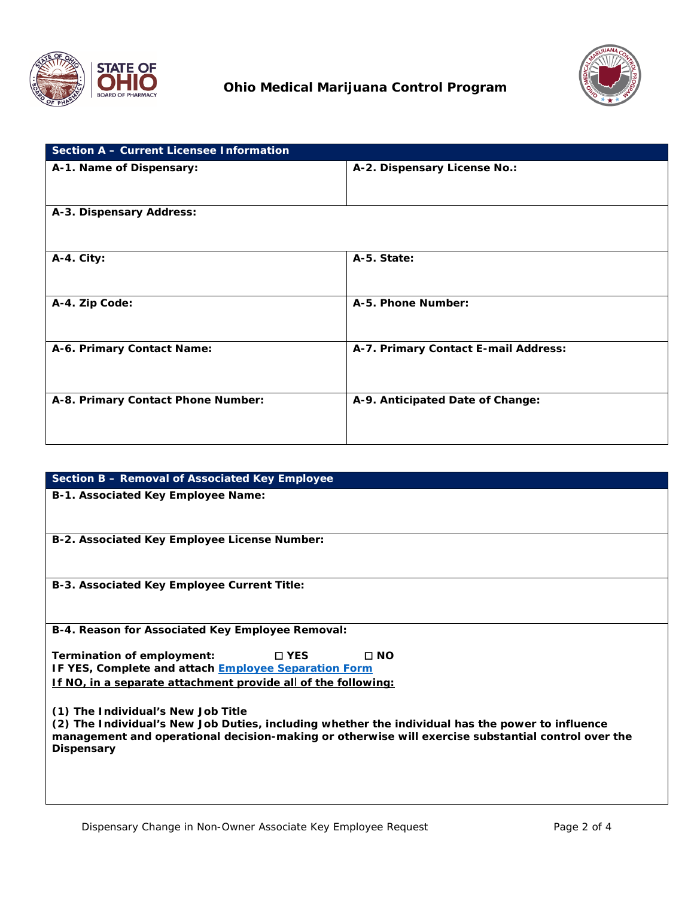**Ohio Medical Marijuana Control Program**

| Section A – Current Licensee Information | |
|---|---|
| **A-1. Name of Dispensary:** | **A-2. Dispensary License No.:** |
| **A-3. Dispensary Address:** | |
| **A-4. City:** | **A-5. State:** |
| **A-4. Zip Code:** | **A-5. Phone Number:** |
| **A-6. Primary Contact Name:** | **A-7. Primary Contact E-mail Address:** |
| **A-8. Primary Contact Phone Number:** | **A-9. Anticipated Date of Change:** |

| Section B – Removal of Associated Key Employee |
|---|
| **B-1. Associated Key Employee Name:** |
| **B-2. Associated Key Employee License Number:** |
| **B-3. Associated Key Employee Current Title:** |
| **B-4. Reason for Associated Key Employee Removal:** |

**Termination of employment:** ☐ **YES** ☐ **NO**

**IF YES, Complete and attach [Employee Separation Form]()**

**If NO, in a separate attachment provide all of the following:**

**(1) The Individual's New Job Title**

**(2) The Individual's New Job Duties, including whether the individual has the power to influence management and operational decision-making or otherwise will exercise substantial control over the Dispensary**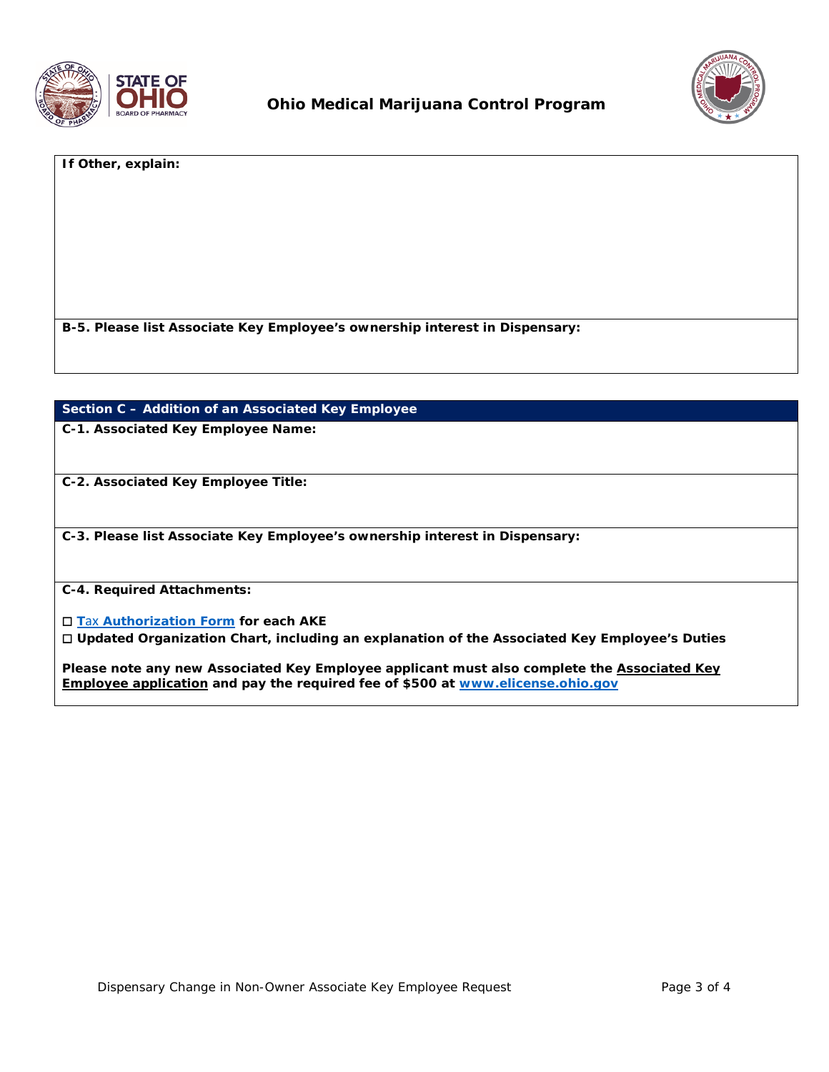**If Other, explain:**

**B-5. Please list Associate Key Employee's ownership interest in Dispensary:**

## Section C – Addition of an Associated Key Employee

**C-1. Associated Key Employee Name:**

**C-2. Associated Key Employee Title:**

**C-3. Please list Associate Key Employee's ownership interest in Dispensary:**

**C-4. Required Attachments:**

☐ **Tax Authorization Form for each AKE**

☐ **Updated Organization Chart, including an explanation of the Associated Key Employee's Duties**

**Please note any new Associated Key Employee applicant must also complete the Associated Key Employee application and pay the required fee of $500 at www.elicense.ohio.gov**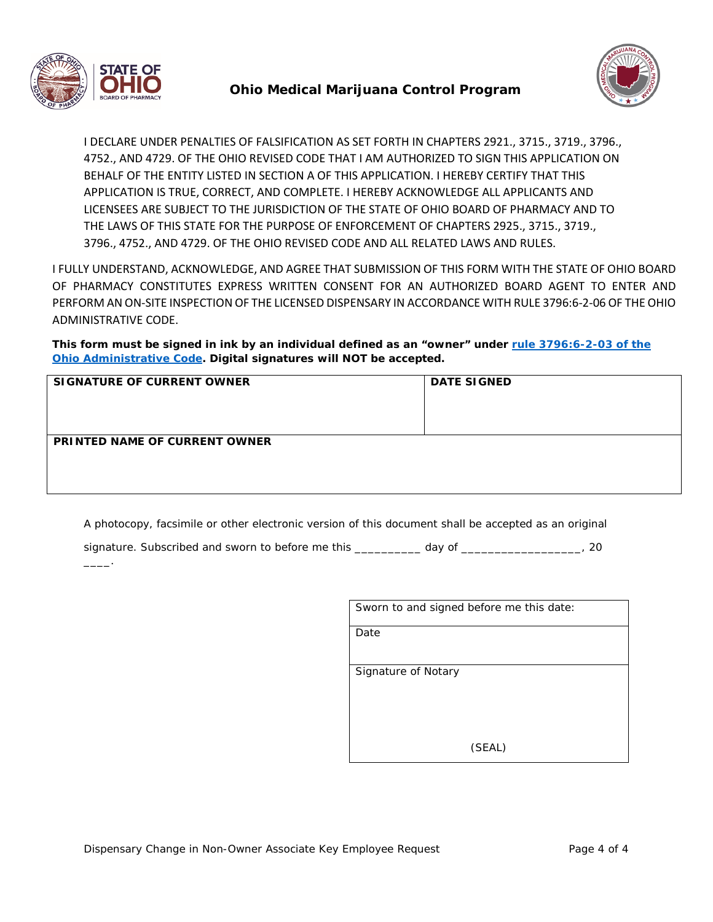Ohio Medical Marijuana Control Program

I DECLARE UNDER PENALTIES OF FALSIFICATION AS SET FORTH IN CHAPTERS 2921., 3715., 3719., 3796., 4752., AND 4729. OF THE OHIO REVISED CODE THAT I AM AUTHORIZED TO SIGN THIS APPLICATION ON BEHALF OF THE ENTITY LISTED IN SECTION A OF THIS APPLICATION. I HEREBY CERTIFY THAT THIS APPLICATION IS TRUE, CORRECT, AND COMPLETE. I HEREBY ACKNOWLEDGE ALL APPLICANTS AND LICENSEES ARE SUBJECT TO THE JURISDICTION OF THE STATE OF OHIO BOARD OF PHARMACY AND TO THE LAWS OF THIS STATE FOR THE PURPOSE OF ENFORCEMENT OF CHAPTERS 2925., 3715., 3719., 3796., 4752., AND 4729. OF THE OHIO REVISED CODE AND ALL RELATED LAWS AND RULES.

I FULLY UNDERSTAND, ACKNOWLEDGE, AND AGREE THAT SUBMISSION OF THIS FORM WITH THE STATE OF OHIO BOARD OF PHARMACY CONSTITUTES EXPRESS WRITTEN CONSENT FOR AN AUTHORIZED BOARD AGENT TO ENTER AND PERFORM AN ON-SITE INSPECTION OF THE LICENSED DISPENSARY IN ACCORDANCE WITH RULE 3796:6-2-06 OF THE OHIO ADMINISTRATIVE CODE.

**This form must be signed in ink by an individual defined as an "owner" under rule 3796:6-2-03 of the Ohio Administrative Code. Digital signatures will NOT be accepted.**

| **SIGNATURE OF CURRENT OWNER** | **DATE SIGNED** |
|---|---|
| | |
| **PRINTED NAME OF CURRENT OWNER** | |
| | |

A photocopy, facsimile or other electronic version of this document shall be accepted as an original signature. Subscribed and sworn to before me this __________ day of __________________, 20 ____.

| Sworn to and signed before me this date: |
|---|
| Date |
| Signature of Notary<br><br>(SEAL) |